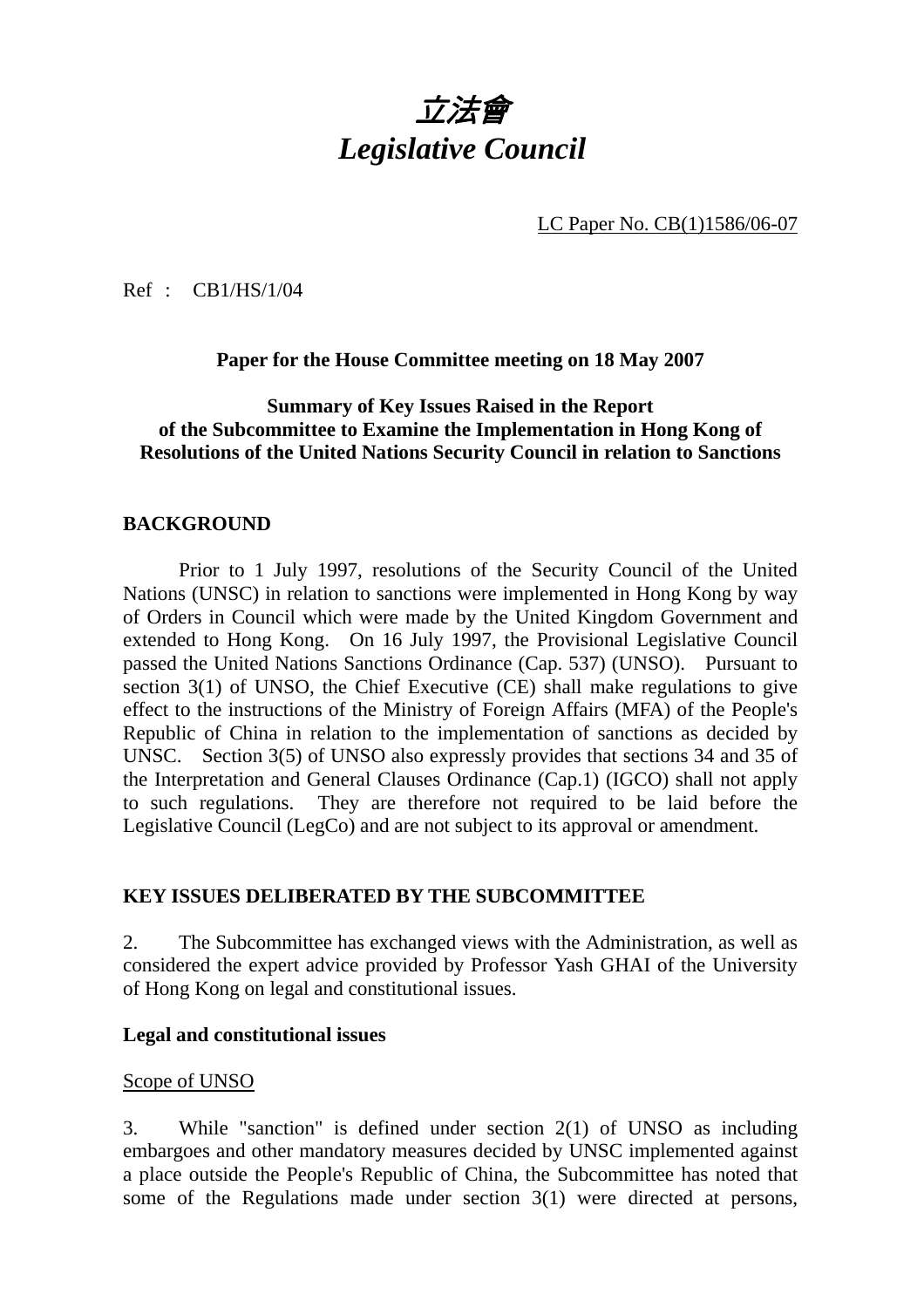# *立法會*
# *Legislative Council*

LC Paper No. CB(1)1586/06-07

Ref : CB1/HS/1/04

**Paper for the House Committee meeting on 18 May 2007**

**Summary of Key Issues Raised in the Report of the Subcommittee to Examine the Implementation in Hong Kong of Resolutions of the United Nations Security Council in relation to Sanctions**

## BACKGROUND

Prior to 1 July 1997, resolutions of the Security Council of the United Nations (UNSC) in relation to sanctions were implemented in Hong Kong by way of Orders in Council which were made by the United Kingdom Government and extended to Hong Kong. On 16 July 1997, the Provisional Legislative Council passed the United Nations Sanctions Ordinance (Cap. 537) (UNSO). Pursuant to section 3(1) of UNSO, the Chief Executive (CE) shall make regulations to give effect to the instructions of the Ministry of Foreign Affairs (MFA) of the People's Republic of China in relation to the implementation of sanctions as decided by UNSC. Section 3(5) of UNSO also expressly provides that sections 34 and 35 of the Interpretation and General Clauses Ordinance (Cap.1) (IGCO) shall not apply to such regulations. They are therefore not required to be laid before the Legislative Council (LegCo) and are not subject to its approval or amendment.

## KEY ISSUES DELIBERATED BY THE SUBCOMMITTEE

2. The Subcommittee has exchanged views with the Administration, as well as considered the expert advice provided by Professor Yash GHAI of the University of Hong Kong on legal and constitutional issues.

### Legal and constitutional issues

Scope of UNSO

3. While "sanction" is defined under section 2(1) of UNSO as including embargoes and other mandatory measures decided by UNSC implemented against a place outside the People's Republic of China, the Subcommittee has noted that some of the Regulations made under section 3(1) were directed at persons,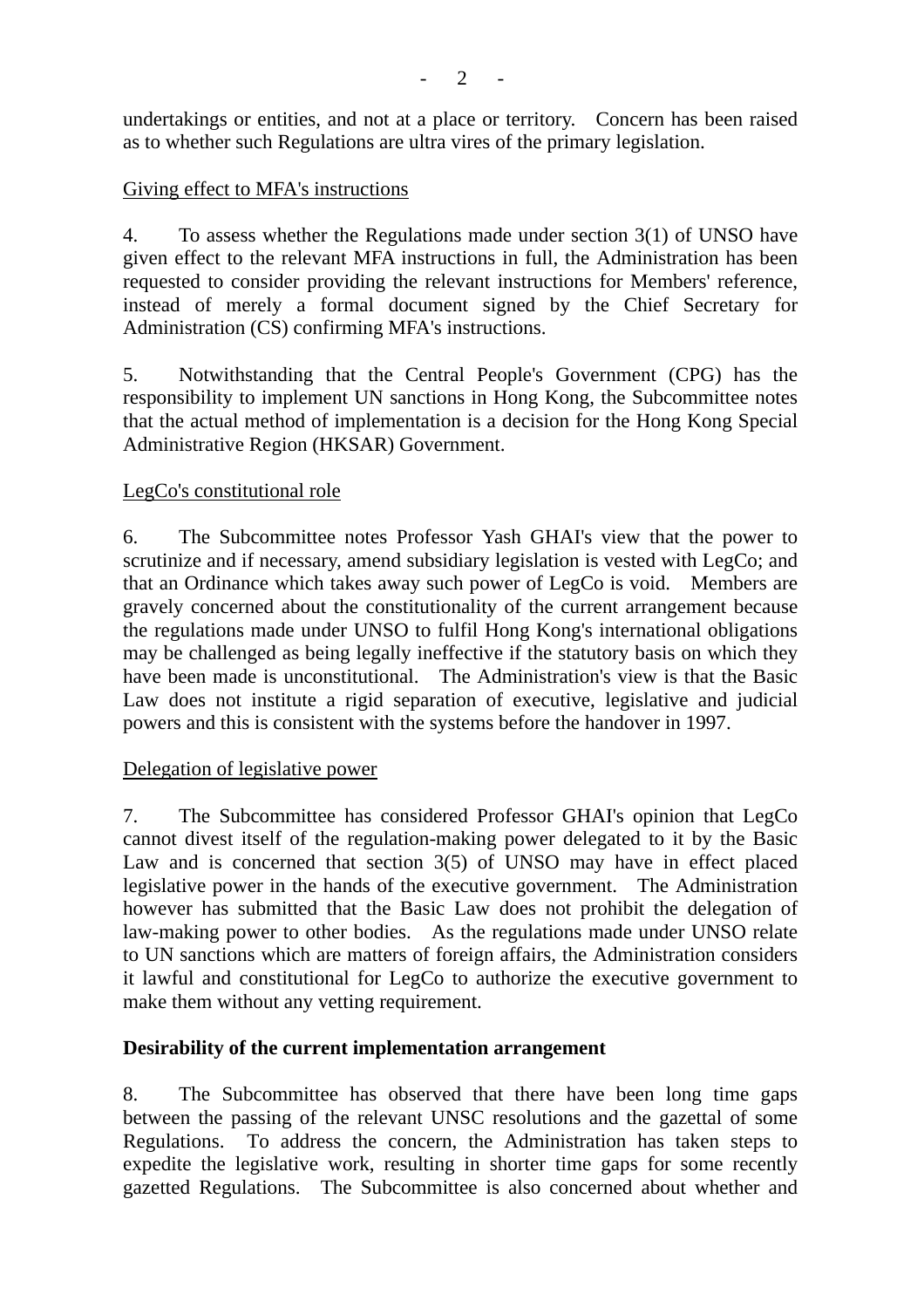undertakings or entities, and not at a place or territory. Concern has been raised as to whether such Regulations are ultra vires of the primary legislation.

Giving effect to MFA's instructions

4. To assess whether the Regulations made under section 3(1) of UNSO have given effect to the relevant MFA instructions in full, the Administration has been requested to consider providing the relevant instructions for Members' reference, instead of merely a formal document signed by the Chief Secretary for Administration (CS) confirming MFA's instructions.

5. Notwithstanding that the Central People's Government (CPG) has the responsibility to implement UN sanctions in Hong Kong, the Subcommittee notes that the actual method of implementation is a decision for the Hong Kong Special Administrative Region (HKSAR) Government.

LegCo's constitutional role

6. The Subcommittee notes Professor Yash GHAI's view that the power to scrutinize and if necessary, amend subsidiary legislation is vested with LegCo; and that an Ordinance which takes away such power of LegCo is void. Members are gravely concerned about the constitutionality of the current arrangement because the regulations made under UNSO to fulfil Hong Kong's international obligations may be challenged as being legally ineffective if the statutory basis on which they have been made is unconstitutional. The Administration's view is that the Basic Law does not institute a rigid separation of executive, legislative and judicial powers and this is consistent with the systems before the handover in 1997.

Delegation of legislative power

7. The Subcommittee has considered Professor GHAI's opinion that LegCo cannot divest itself of the regulation-making power delegated to it by the Basic Law and is concerned that section 3(5) of UNSO may have in effect placed legislative power in the hands of the executive government. The Administration however has submitted that the Basic Law does not prohibit the delegation of law-making power to other bodies. As the regulations made under UNSO relate to UN sanctions which are matters of foreign affairs, the Administration considers it lawful and constitutional for LegCo to authorize the executive government to make them without any vetting requirement.

**Desirability of the current implementation arrangement**

8. The Subcommittee has observed that there have been long time gaps between the passing of the relevant UNSC resolutions and the gazettal of some Regulations. To address the concern, the Administration has taken steps to expedite the legislative work, resulting in shorter time gaps for some recently gazetted Regulations. The Subcommittee is also concerned about whether and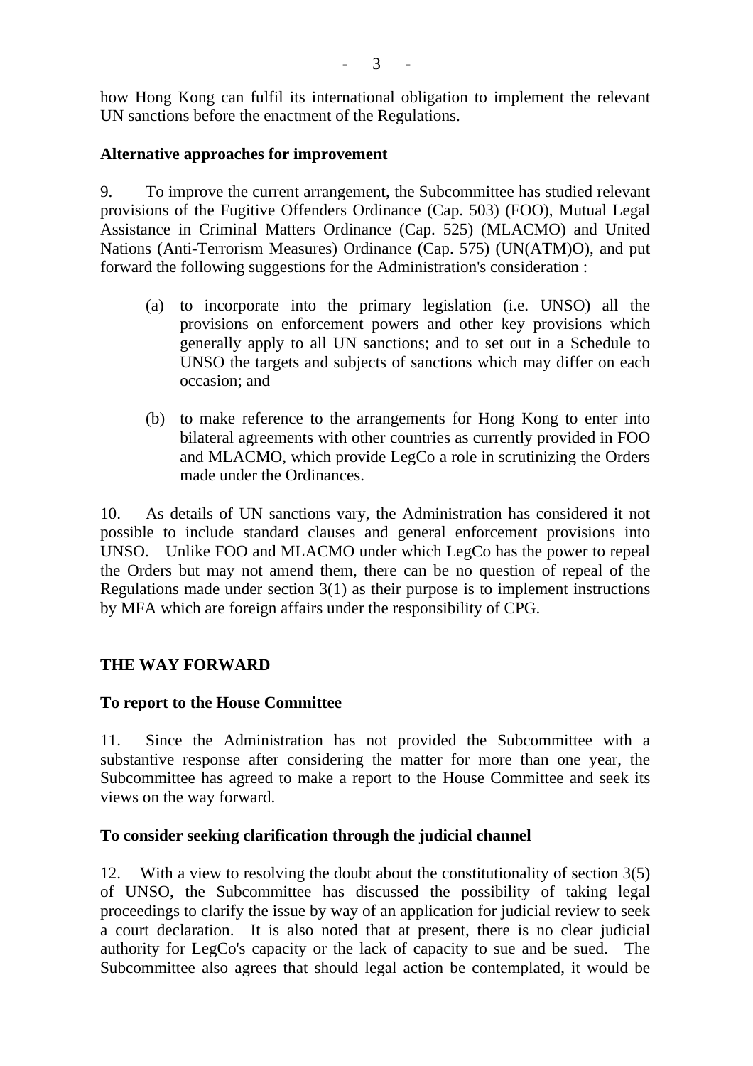how Hong Kong can fulfil its international obligation to implement the relevant UN sanctions before the enactment of the Regulations.

**Alternative approaches for improvement**

9. To improve the current arrangement, the Subcommittee has studied relevant provisions of the Fugitive Offenders Ordinance (Cap. 503) (FOO), Mutual Legal Assistance in Criminal Matters Ordinance (Cap. 525) (MLACMO) and United Nations (Anti-Terrorism Measures) Ordinance (Cap. 575) (UN(ATM)O), and put forward the following suggestions for the Administration's consideration :

(a) to incorporate into the primary legislation (i.e. UNSO) all the provisions on enforcement powers and other key provisions which generally apply to all UN sanctions; and to set out in a Schedule to UNSO the targets and subjects of sanctions which may differ on each occasion; and

(b) to make reference to the arrangements for Hong Kong to enter into bilateral agreements with other countries as currently provided in FOO and MLACMO, which provide LegCo a role in scrutinizing the Orders made under the Ordinances.

10. As details of UN sanctions vary, the Administration has considered it not possible to include standard clauses and general enforcement provisions into UNSO. Unlike FOO and MLACMO under which LegCo has the power to repeal the Orders but may not amend them, there can be no question of repeal of the Regulations made under section 3(1) as their purpose is to implement instructions by MFA which are foreign affairs under the responsibility of CPG.

## THE WAY FORWARD

**To report to the House Committee**

11. Since the Administration has not provided the Subcommittee with a substantive response after considering the matter for more than one year, the Subcommittee has agreed to make a report to the House Committee and seek its views on the way forward.

**To consider seeking clarification through the judicial channel**

12. With a view to resolving the doubt about the constitutionality of section 3(5) of UNSO, the Subcommittee has discussed the possibility of taking legal proceedings to clarify the issue by way of an application for judicial review to seek a court declaration. It is also noted that at present, there is no clear judicial authority for LegCo's capacity or the lack of capacity to sue and be sued. The Subcommittee also agrees that should legal action be contemplated, it would be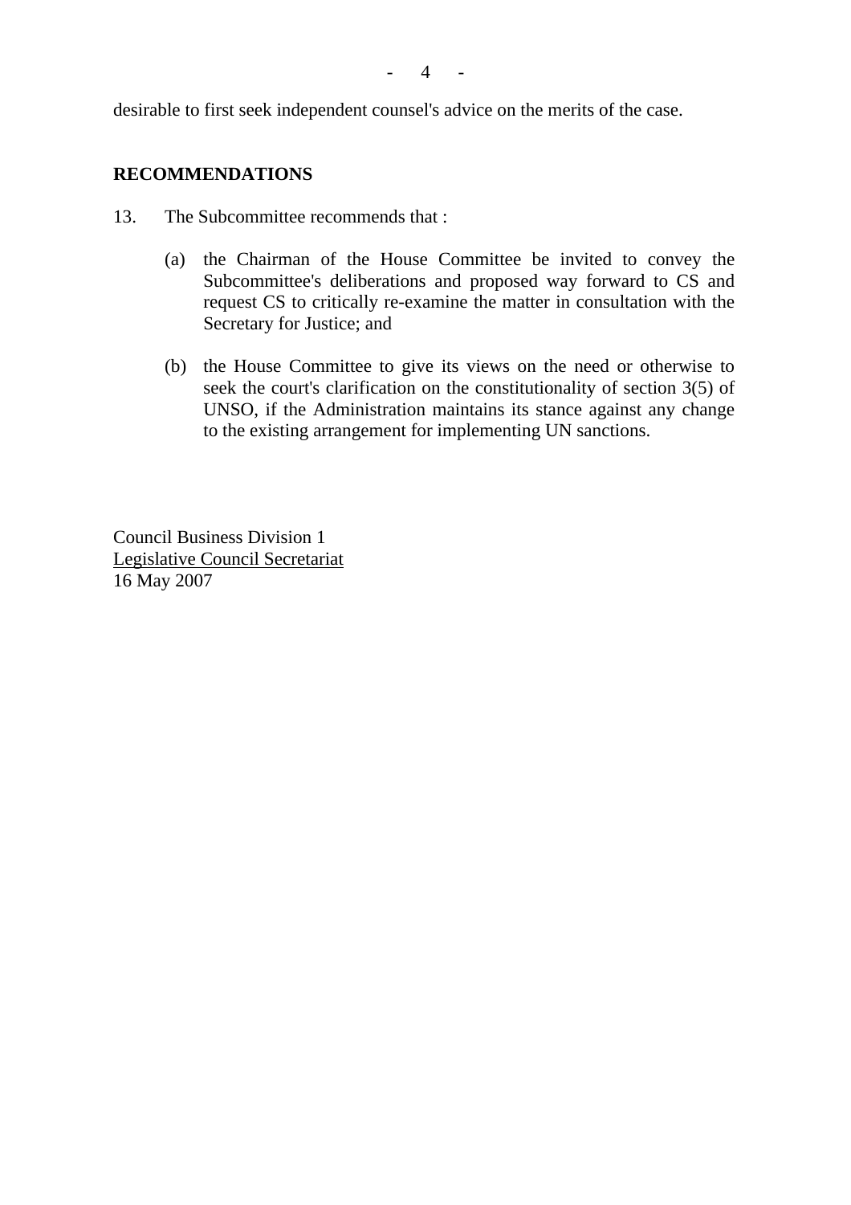desirable to first seek independent counsel's advice on the merits of the case.

## RECOMMENDATIONS

13. The Subcommittee recommends that :

    (a) the Chairman of the House Committee be invited to convey the Subcommittee's deliberations and proposed way forward to CS and request CS to critically re-examine the matter in consultation with the Secretary for Justice; and

    (b) the House Committee to give its views on the need or otherwise to seek the court's clarification on the constitutionality of section 3(5) of UNSO, if the Administration maintains its stance against any change to the existing arrangement for implementing UN sanctions.

Council Business Division 1
Legislative Council Secretariat
16 May 2007